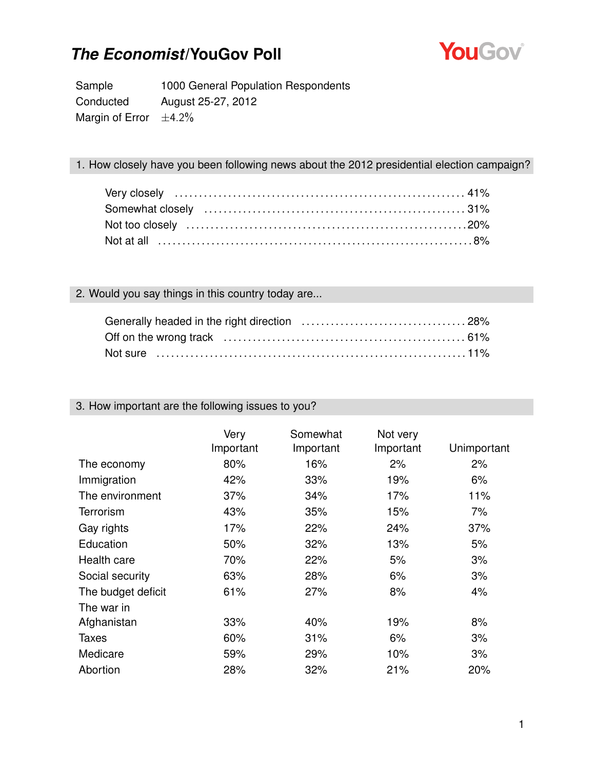# *The Economist*/YouGov Poll

YouGov

| | |
|---|---|
| Sample | 1000 General Population Respondents |
| Conducted | August 25-27, 2012 |
| Margin of Error | ±4.2% |

## 1. How closely have you been following news about the 2012 presidential election campaign?

Very closely .......... 41%
Somewhat closely .......... 31%
Not too closely .......... 20%
Not at all .......... 8%

## 2. Would you say things in this country today are...

Generally headed in the right direction .......... 28%
Off on the wrong track .......... 61%
Not sure .......... 11%

## 3. How important are the following issues to you?

| | Very Important | Somewhat Important | Not very Important | Unimportant |
|---|---|---|---|---|
| The economy | 80% | 16% | 2% | 2% |
| Immigration | 42% | 33% | 19% | 6% |
| The environment | 37% | 34% | 17% | 11% |
| Terrorism | 43% | 35% | 15% | 7% |
| Gay rights | 17% | 22% | 24% | 37% |
| Education | 50% | 32% | 13% | 5% |
| Health care | 70% | 22% | 5% | 3% |
| Social security | 63% | 28% | 6% | 3% |
| The budget deficit | 61% | 27% | 8% | 4% |
| The war in Afghanistan | 33% | 40% | 19% | 8% |
| Taxes | 60% | 31% | 6% | 3% |
| Medicare | 59% | 29% | 10% | 3% |
| Abortion | 28% | 32% | 21% | 20% |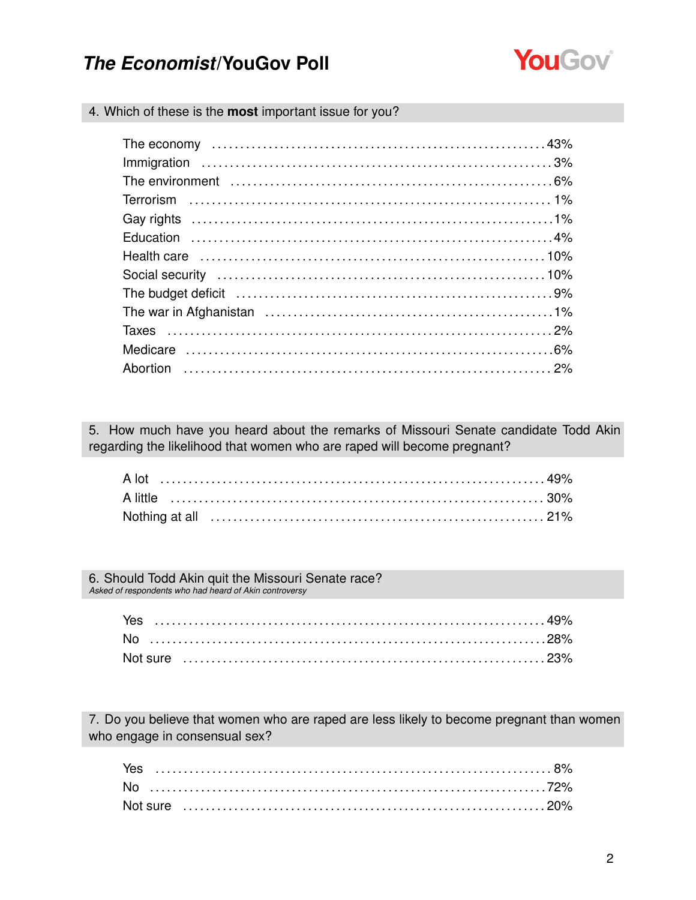4. Which of these is the **most** important issue for you?

| | |
|---|---|
| The economy | 43% |
| Immigration | 3% |
| The environment | 6% |
| Terrorism | 1% |
| Gay rights | 1% |
| Education | 4% |
| Health care | 10% |
| Social security | 10% |
| The budget deficit | 9% |
| The war in Afghanistan | 1% |
| Taxes | 2% |
| Medicare | 6% |
| Abortion | 2% |

5. How much have you heard about the remarks of Missouri Senate candidate Todd Akin regarding the likelihood that women who are raped will become pregnant?

| | |
|---|---|
| A lot | 49% |
| A little | 30% |
| Nothing at all | 21% |

6. Should Todd Akin quit the Missouri Senate race?
*Asked of respondents who had heard of Akin controversy*

| | |
|---|---|
| Yes | 49% |
| No | 28% |
| Not sure | 23% |

7. Do you believe that women who are raped are less likely to become pregnant than women who engage in consensual sex?

| | |
|---|---|
| Yes | 8% |
| No | 72% |
| Not sure | 20% |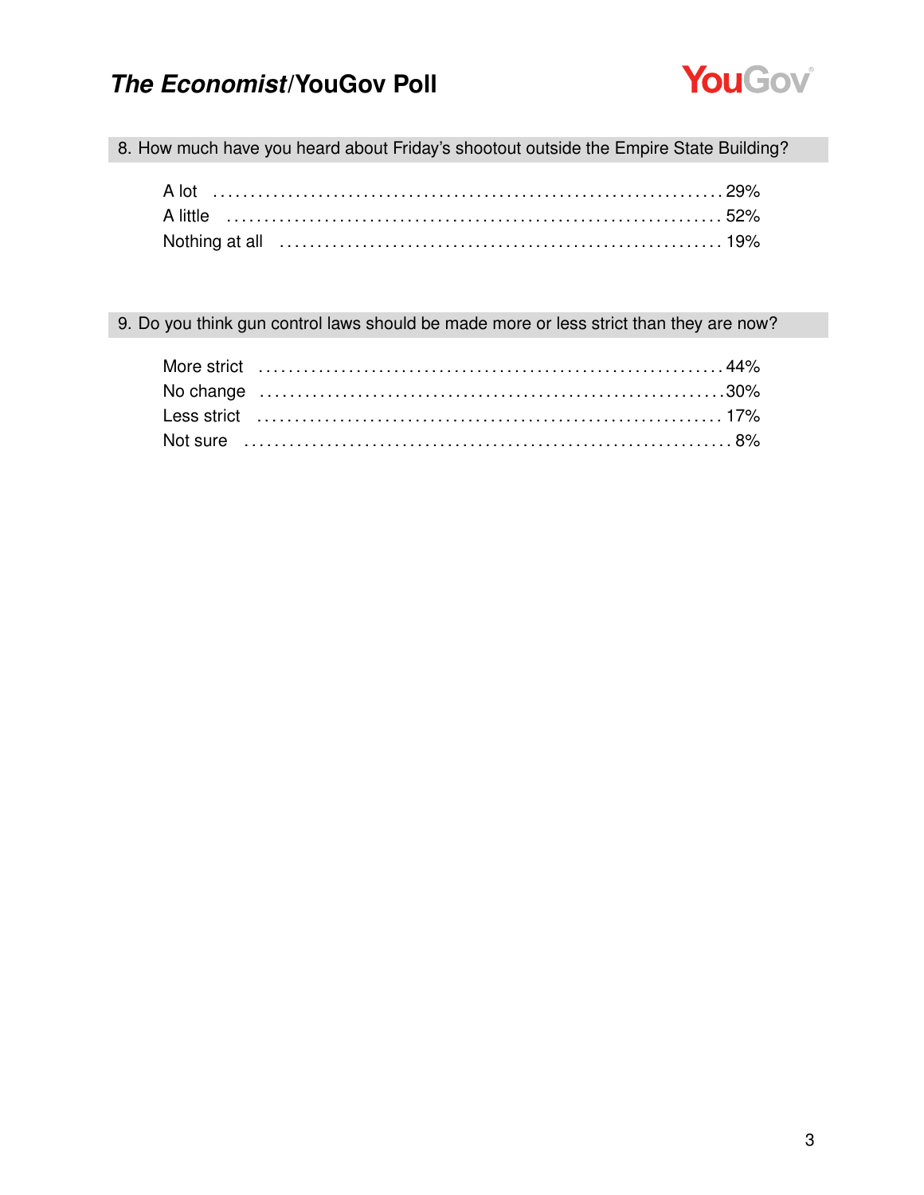## 8. How much have you heard about Friday's shootout outside the Empire State Building?

| | |
|---|---|
| A lot | 29% |
| A little | 52% |
| Nothing at all | 19% |

## 9. Do you think gun control laws should be made more or less strict than they are now?

| | |
|---|---|
| More strict | 44% |
| No change | 30% |
| Less strict | 17% |
| Not sure | 8% |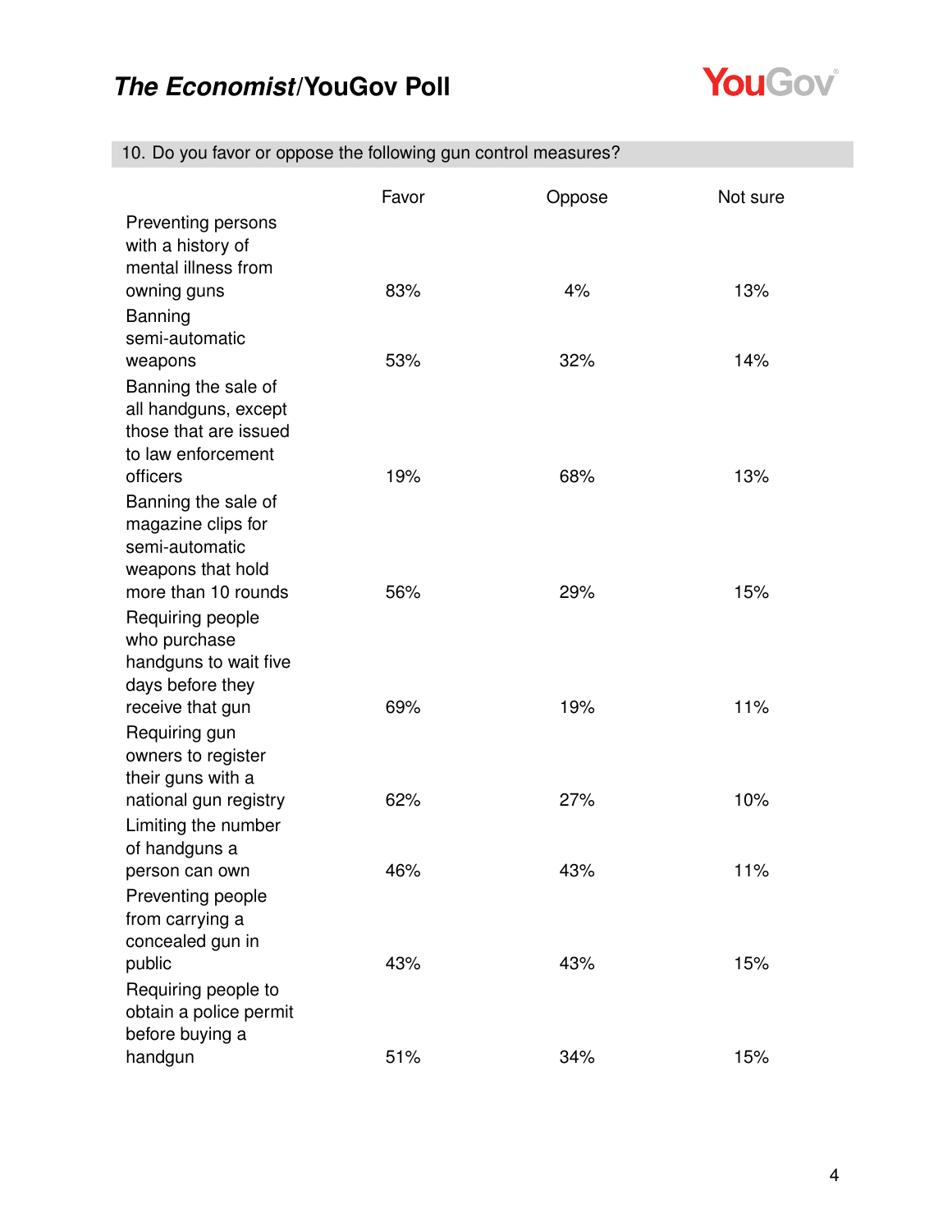10. Do you favor or oppose the following gun control measures?

| | Favor | Oppose | Not sure |
|---|---|---|---|
| Preventing persons with a history of mental illness from owning guns | 83% | 4% | 13% |
| Banning semi-automatic weapons | 53% | 32% | 14% |
| Banning the sale of all handguns, except those that are issued to law enforcement officers | 19% | 68% | 13% |
| Banning the sale of magazine clips for semi-automatic weapons that hold more than 10 rounds | 56% | 29% | 15% |
| Requiring people who purchase handguns to wait five days before they receive that gun | 69% | 19% | 11% |
| Requiring gun owners to register their guns with a national gun registry | 62% | 27% | 10% |
| Limiting the number of handguns a person can own | 46% | 43% | 11% |
| Preventing people from carrying a concealed gun in public | 43% | 43% | 15% |
| Requiring people to obtain a police permit before buying a handgun | 51% | 34% | 15% |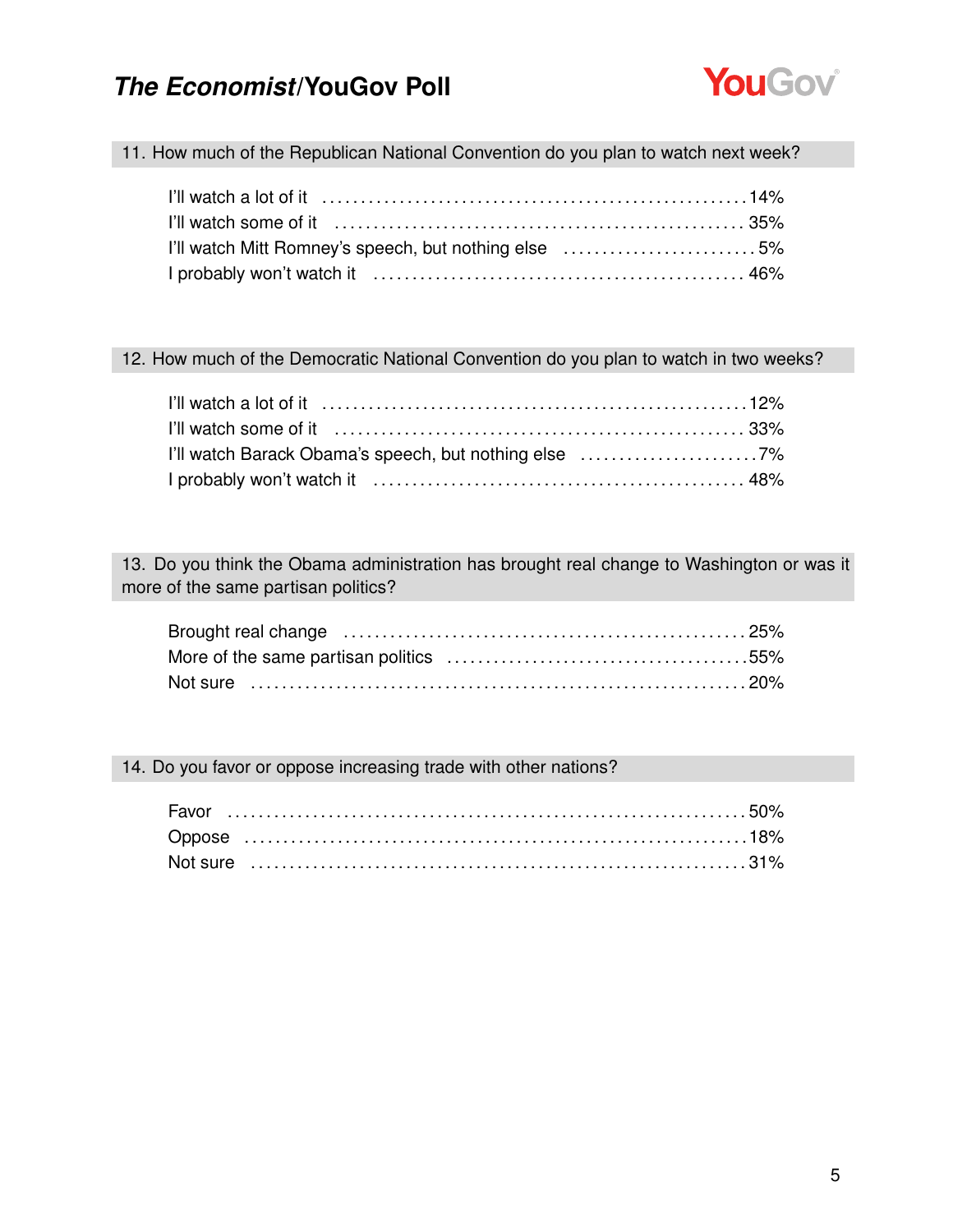### 11. How much of the Republican National Convention do you plan to watch next week?

| | |
|---|---|
| I'll watch a lot of it | 14% |
| I'll watch some of it | 35% |
| I'll watch Mitt Romney's speech, but nothing else | 5% |
| I probably won't watch it | 46% |

### 12. How much of the Democratic National Convention do you plan to watch in two weeks?

| | |
|---|---|
| I'll watch a lot of it | 12% |
| I'll watch some of it | 33% |
| I'll watch Barack Obama's speech, but nothing else | 7% |
| I probably won't watch it | 48% |

### 13. Do you think the Obama administration has brought real change to Washington or was it more of the same partisan politics?

| | |
|---|---|
| Brought real change | 25% |
| More of the same partisan politics | 55% |
| Not sure | 20% |

### 14. Do you favor or oppose increasing trade with other nations?

| | |
|---|---|
| Favor | 50% |
| Oppose | 18% |
| Not sure | 31% |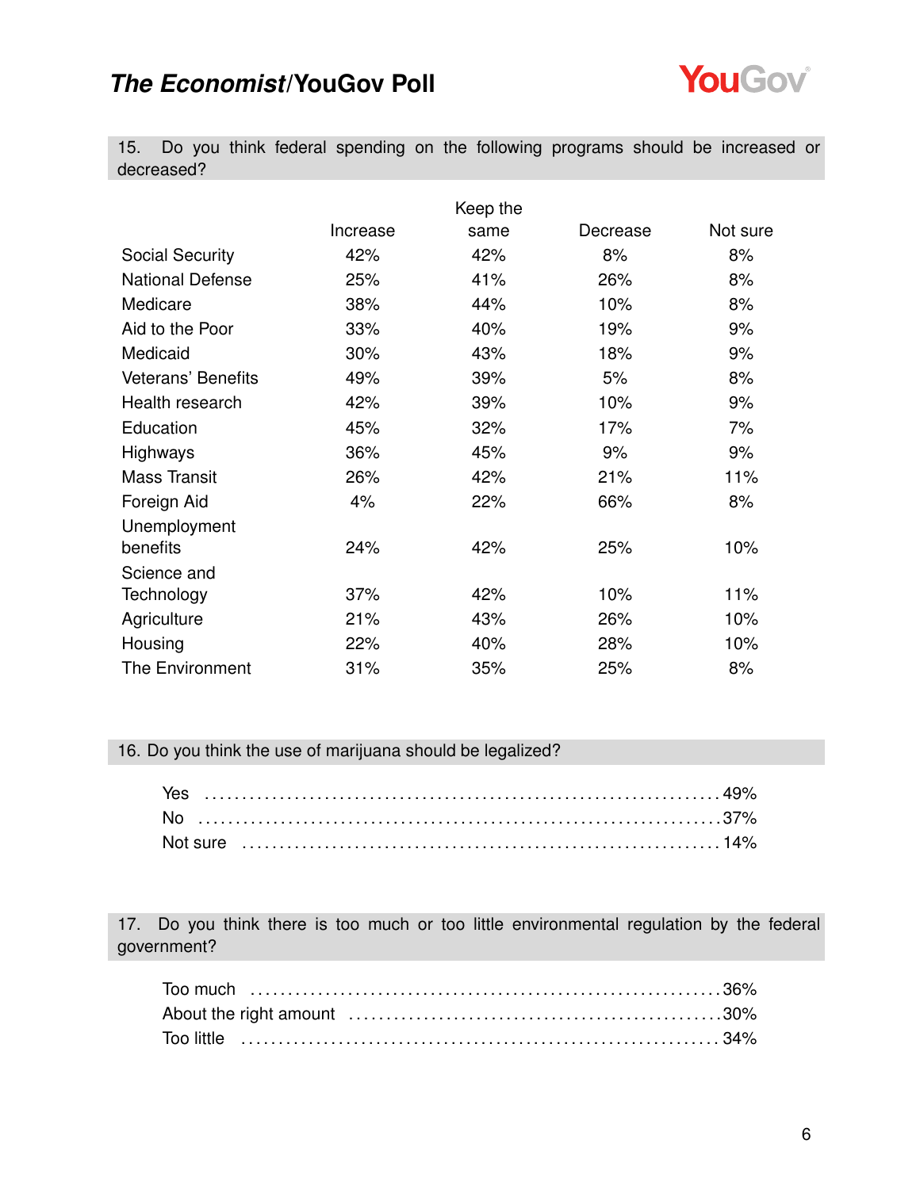## 15. Do you think federal spending on the following programs should be increased or decreased?

| | Increase | Keep the same | Decrease | Not sure |
|---|---|---|---|---|
| Social Security | 42% | 42% | 8% | 8% |
| National Defense | 25% | 41% | 26% | 8% |
| Medicare | 38% | 44% | 10% | 8% |
| Aid to the Poor | 33% | 40% | 19% | 9% |
| Medicaid | 30% | 43% | 18% | 9% |
| Veterans' Benefits | 49% | 39% | 5% | 8% |
| Health research | 42% | 39% | 10% | 9% |
| Education | 45% | 32% | 17% | 7% |
| Highways | 36% | 45% | 9% | 9% |
| Mass Transit | 26% | 42% | 21% | 11% |
| Foreign Aid | 4% | 22% | 66% | 8% |
| Unemployment benefits | 24% | 42% | 25% | 10% |
| Science and Technology | 37% | 42% | 10% | 11% |
| Agriculture | 21% | 43% | 26% | 10% |
| Housing | 22% | 40% | 28% | 10% |
| The Environment | 31% | 35% | 25% | 8% |

## 16. Do you think the use of marijuana should be legalized?

| | |
|---|---|
| Yes | 49% |
| No | 37% |
| Not sure | 14% |

## 17. Do you think there is too much or too little environmental regulation by the federal government?

| | |
|---|---|
| Too much | 36% |
| About the right amount | 30% |
| Too little | 34% |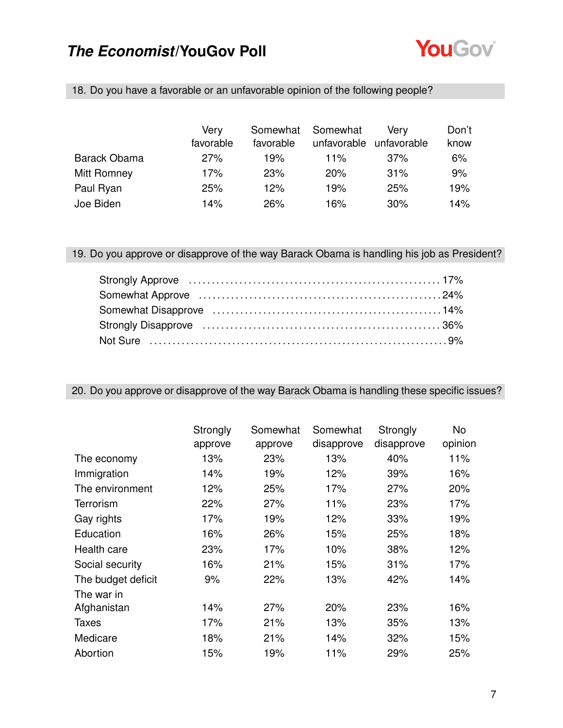## 18. Do you have a favorable or an unfavorable opinion of the following people?

| | Very favorable | Somewhat favorable | Somewhat unfavorable | Very unfavorable | Don't know |
|---|---|---|---|---|---|
| Barack Obama | 27% | 19% | 11% | 37% | 6% |
| Mitt Romney | 17% | 23% | 20% | 31% | 9% |
| Paul Ryan | 25% | 12% | 19% | 25% | 19% |
| Joe Biden | 14% | 26% | 16% | 30% | 14% |

## 19. Do you approve or disapprove of the way Barack Obama is handling his job as President?

| | |
|---|---|
| Strongly Approve | 17% |
| Somewhat Approve | 24% |
| Somewhat Disapprove | 14% |
| Strongly Disapprove | 36% |
| Not Sure | 9% |

## 20. Do you approve or disapprove of the way Barack Obama is handling these specific issues?

| | Strongly approve | Somewhat approve | Somewhat disapprove | Strongly disapprove | No opinion |
|---|---|---|---|---|---|
| The economy | 13% | 23% | 13% | 40% | 11% |
| Immigration | 14% | 19% | 12% | 39% | 16% |
| The environment | 12% | 25% | 17% | 27% | 20% |
| Terrorism | 22% | 27% | 11% | 23% | 17% |
| Gay rights | 17% | 19% | 12% | 33% | 19% |
| Education | 16% | 26% | 15% | 25% | 18% |
| Health care | 23% | 17% | 10% | 38% | 12% |
| Social security | 16% | 21% | 15% | 31% | 17% |
| The budget deficit | 9% | 22% | 13% | 42% | 14% |
| The war in Afghanistan | 14% | 27% | 20% | 23% | 16% |
| Taxes | 17% | 21% | 13% | 35% | 13% |
| Medicare | 18% | 21% | 14% | 32% | 15% |
| Abortion | 15% | 19% | 11% | 29% | 25% |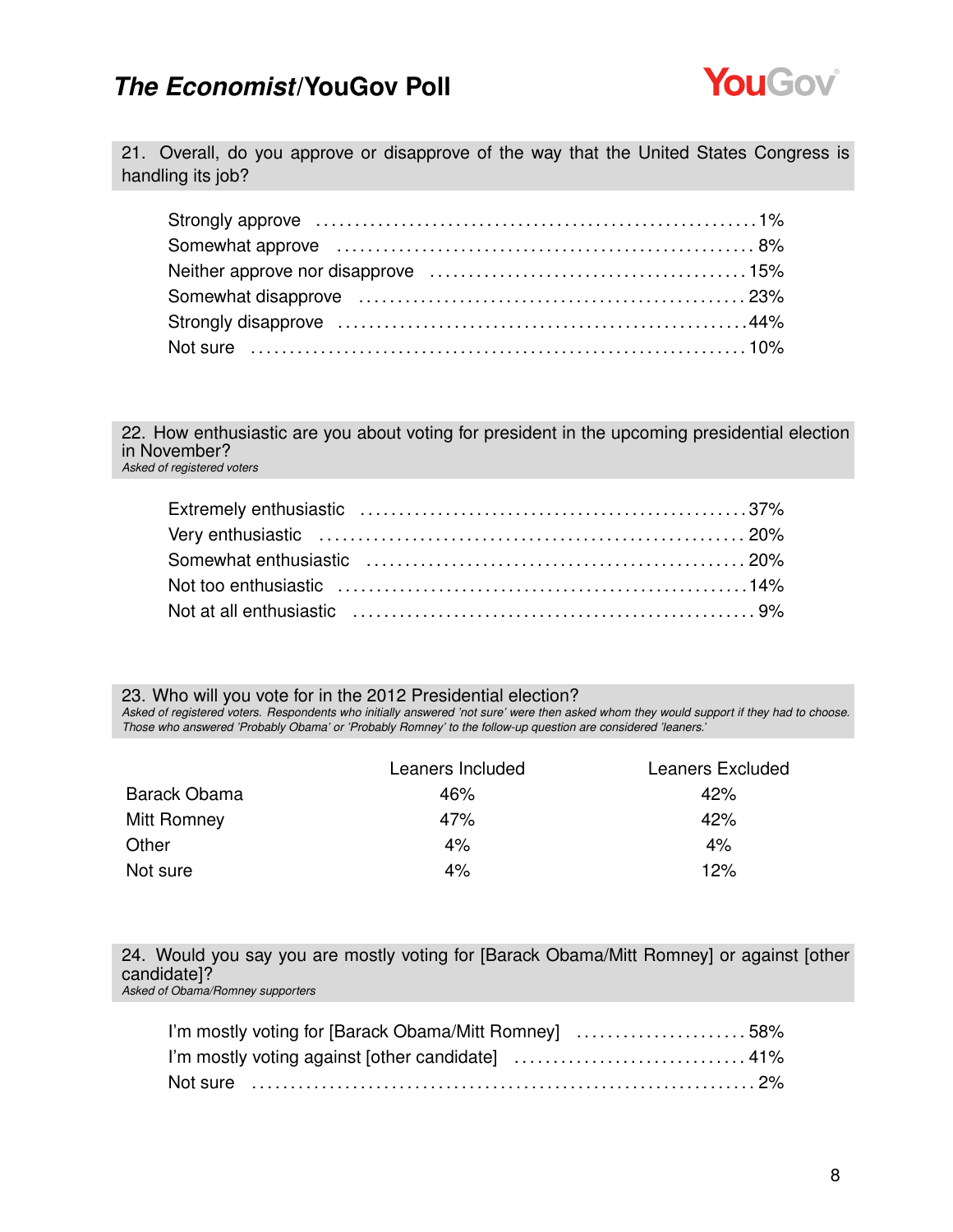21. Overall, do you approve or disapprove of the way that the United States Congress is handling its job?

| Response | % |
|---|---|
| Strongly approve | 1% |
| Somewhat approve | 8% |
| Neither approve nor disapprove | 15% |
| Somewhat disapprove | 23% |
| Strongly disapprove | 44% |
| Not sure | 10% |

22. How enthusiastic are you about voting for president in the upcoming presidential election in November?
*Asked of registered voters*

| Response | % |
|---|---|
| Extremely enthusiastic | 37% |
| Very enthusiastic | 20% |
| Somewhat enthusiastic | 20% |
| Not too enthusiastic | 14% |
| Not at all enthusiastic | 9% |

23. Who will you vote for in the 2012 Presidential election?
*Asked of registered voters. Respondents who initially answered 'not sure' were then asked whom they would support if they had to choose. Those who answered 'Probably Obama' or 'Probably Romney' to the follow-up question are considered 'leaners.'*

| | Leaners Included | Leaners Excluded |
|---|---|---|
| Barack Obama | 46% | 42% |
| Mitt Romney | 47% | 42% |
| Other | 4% | 4% |
| Not sure | 4% | 12% |

24. Would you say you are mostly voting for [Barack Obama/Mitt Romney] or against [other candidate]?
*Asked of Obama/Romney supporters*

| Response | % |
|---|---|
| I'm mostly voting for [Barack Obama/Mitt Romney] | 58% |
| I'm mostly voting against [other candidate] | 41% |
| Not sure | 2% |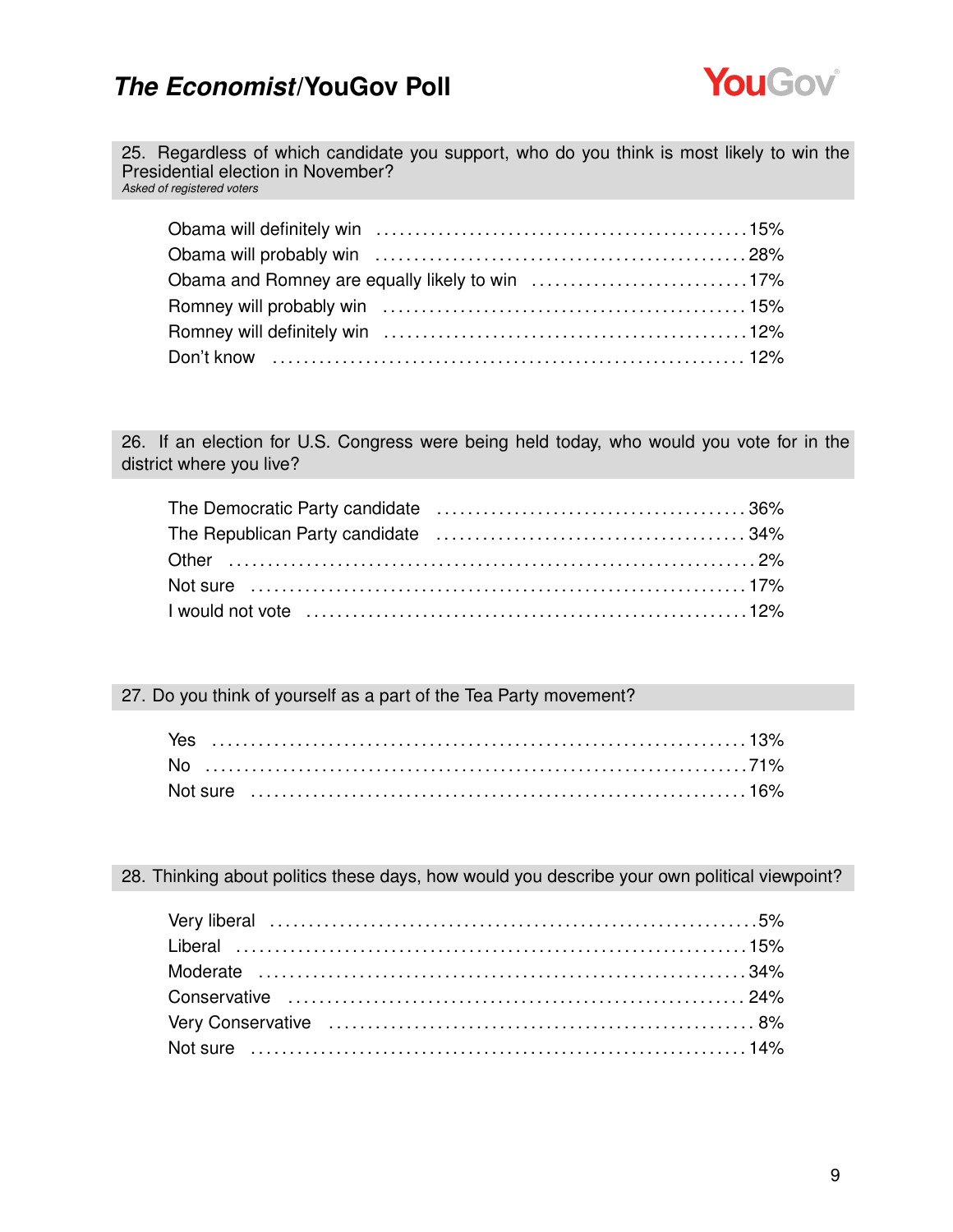**25. Regardless of which candidate you support, who do you think is most likely to win the Presidential election in November?**
*Asked of registered voters*

| Response | % |
|---|---|
| Obama will definitely win | 15% |
| Obama will probably win | 28% |
| Obama and Romney are equally likely to win | 17% |
| Romney will probably win | 15% |
| Romney will definitely win | 12% |
| Don't know | 12% |

**26. If an election for U.S. Congress were being held today, who would you vote for in the district where you live?**

| Response | % |
|---|---|
| The Democratic Party candidate | 36% |
| The Republican Party candidate | 34% |
| Other | 2% |
| Not sure | 17% |
| I would not vote | 12% |

**27. Do you think of yourself as a part of the Tea Party movement?**

| Response | % |
|---|---|
| Yes | 13% |
| No | 71% |
| Not sure | 16% |

**28. Thinking about politics these days, how would you describe your own political viewpoint?**

| Response | % |
|---|---|
| Very liberal | 5% |
| Liberal | 15% |
| Moderate | 34% |
| Conservative | 24% |
| Very Conservative | 8% |
| Not sure | 14% |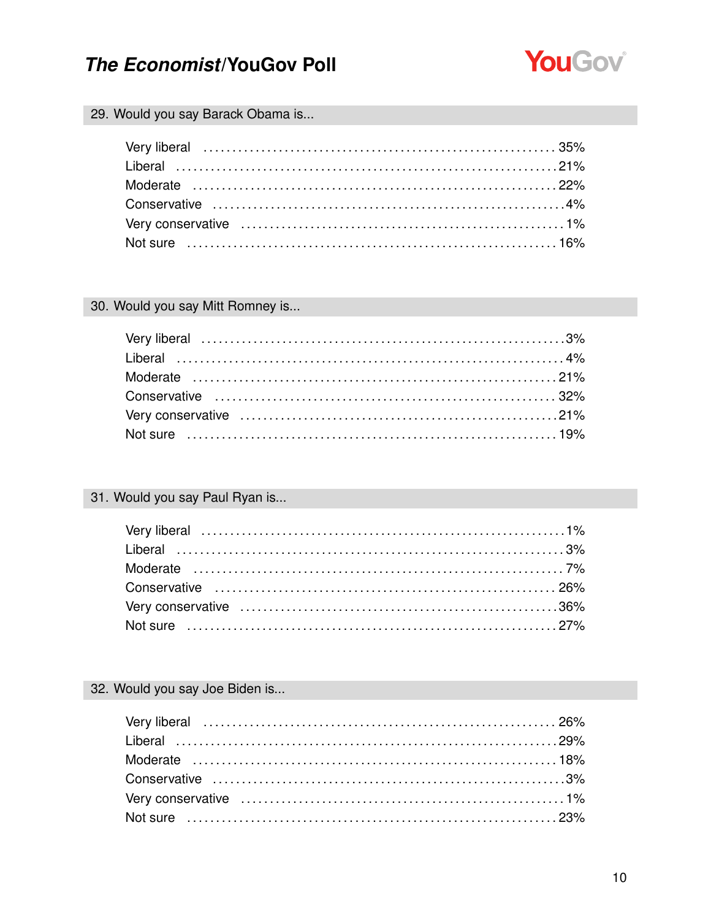## 29. Would you say Barack Obama is...

| Response | % |
|---|---|
| Very liberal | 35% |
| Liberal | 21% |
| Moderate | 22% |
| Conservative | 4% |
| Very conservative | 1% |
| Not sure | 16% |

## 30. Would you say Mitt Romney is...

| Response | % |
|---|---|
| Very liberal | 3% |
| Liberal | 4% |
| Moderate | 21% |
| Conservative | 32% |
| Very conservative | 21% |
| Not sure | 19% |

## 31. Would you say Paul Ryan is...

| Response | % |
|---|---|
| Very liberal | 1% |
| Liberal | 3% |
| Moderate | 7% |
| Conservative | 26% |
| Very conservative | 36% |
| Not sure | 27% |

## 32. Would you say Joe Biden is...

| Response | % |
|---|---|
| Very liberal | 26% |
| Liberal | 29% |
| Moderate | 18% |
| Conservative | 3% |
| Very conservative | 1% |
| Not sure | 23% |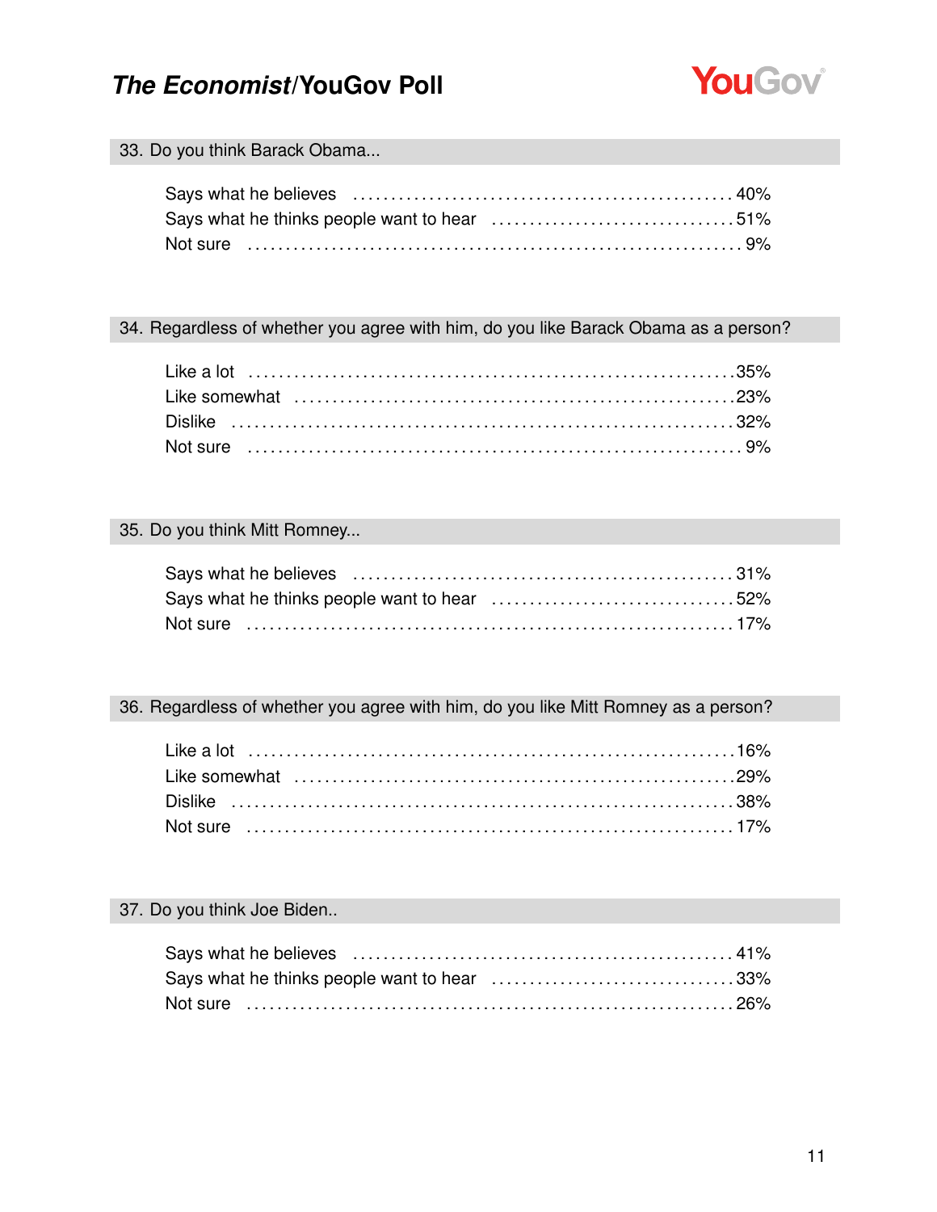### 33. Do you think Barack Obama...

| | |
|---|---|
| Says what he believes | 40% |
| Says what he thinks people want to hear | 51% |
| Not sure | 9% |

### 34. Regardless of whether you agree with him, do you like Barack Obama as a person?

| | |
|---|---|
| Like a lot | 35% |
| Like somewhat | 23% |
| Dislike | 32% |
| Not sure | 9% |

### 35. Do you think Mitt Romney...

| | |
|---|---|
| Says what he believes | 31% |
| Says what he thinks people want to hear | 52% |
| Not sure | 17% |

### 36. Regardless of whether you agree with him, do you like Mitt Romney as a person?

| | |
|---|---|
| Like a lot | 16% |
| Like somewhat | 29% |
| Dislike | 38% |
| Not sure | 17% |

### 37. Do you think Joe Biden..

| | |
|---|---|
| Says what he believes | 41% |
| Says what he thinks people want to hear | 33% |
| Not sure | 26% |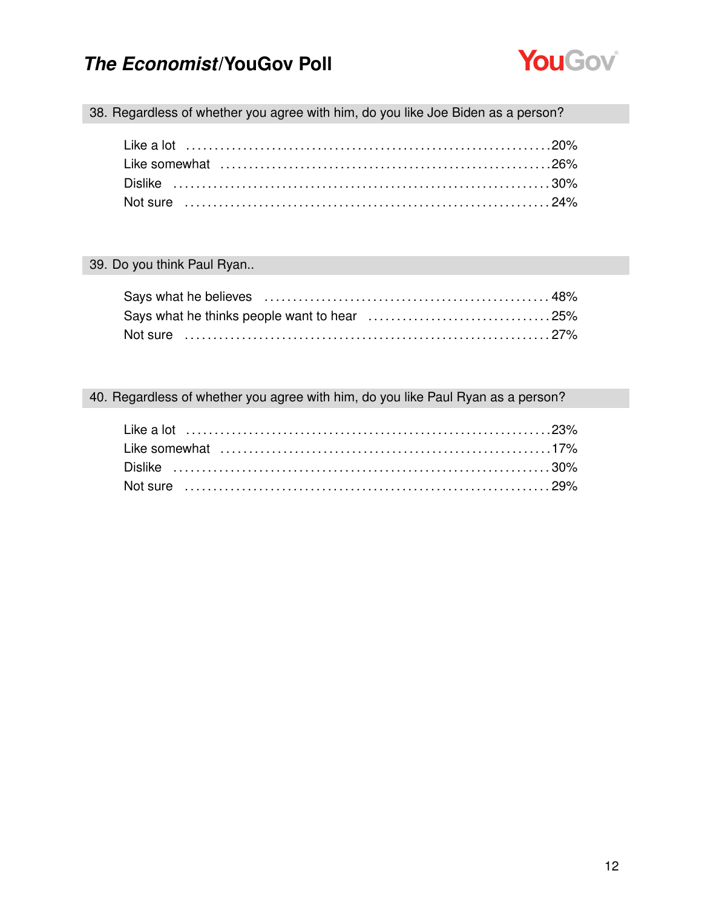### 38. Regardless of whether you agree with him, do you like Joe Biden as a person?

| | |
|---|---|
| Like a lot | 20% |
| Like somewhat | 26% |
| Dislike | 30% |
| Not sure | 24% |

### 39. Do you think Paul Ryan..

| | |
|---|---|
| Says what he believes | 48% |
| Says what he thinks people want to hear | 25% |
| Not sure | 27% |

### 40. Regardless of whether you agree with him, do you like Paul Ryan as a person?

| | |
|---|---|
| Like a lot | 23% |
| Like somewhat | 17% |
| Dislike | 30% |
| Not sure | 29% |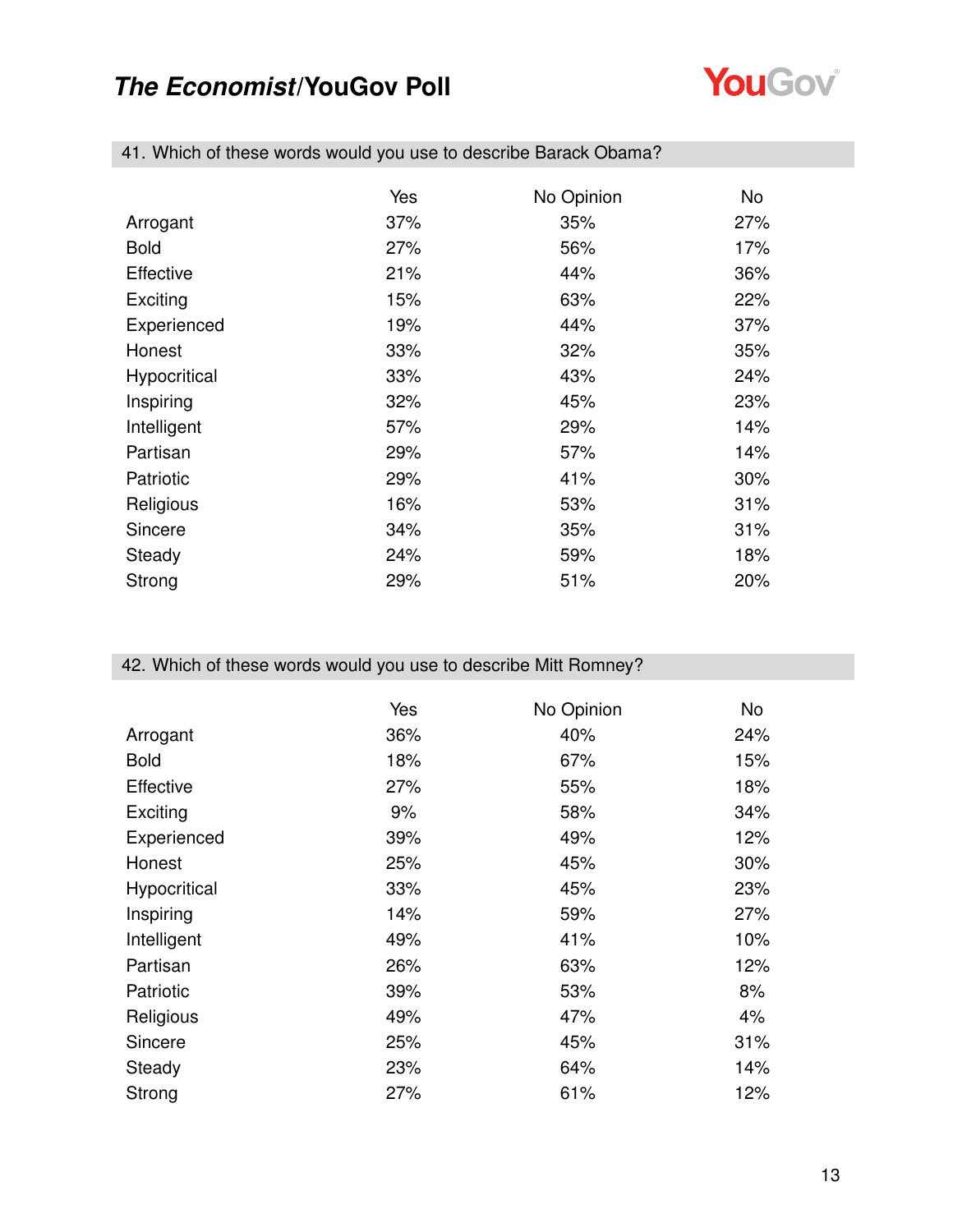## 41. Which of these words would you use to describe Barack Obama?

| | Yes | No Opinion | No |
|---|---|---|---|
| Arrogant | 37% | 35% | 27% |
| Bold | 27% | 56% | 17% |
| Effective | 21% | 44% | 36% |
| Exciting | 15% | 63% | 22% |
| Experienced | 19% | 44% | 37% |
| Honest | 33% | 32% | 35% |
| Hypocritical | 33% | 43% | 24% |
| Inspiring | 32% | 45% | 23% |
| Intelligent | 57% | 29% | 14% |
| Partisan | 29% | 57% | 14% |
| Patriotic | 29% | 41% | 30% |
| Religious | 16% | 53% | 31% |
| Sincere | 34% | 35% | 31% |
| Steady | 24% | 59% | 18% |
| Strong | 29% | 51% | 20% |

## 42. Which of these words would you use to describe Mitt Romney?

| | Yes | No Opinion | No |
|---|---|---|---|
| Arrogant | 36% | 40% | 24% |
| Bold | 18% | 67% | 15% |
| Effective | 27% | 55% | 18% |
| Exciting | 9% | 58% | 34% |
| Experienced | 39% | 49% | 12% |
| Honest | 25% | 45% | 30% |
| Hypocritical | 33% | 45% | 23% |
| Inspiring | 14% | 59% | 27% |
| Intelligent | 49% | 41% | 10% |
| Partisan | 26% | 63% | 12% |
| Patriotic | 39% | 53% | 8% |
| Religious | 49% | 47% | 4% |
| Sincere | 25% | 45% | 31% |
| Steady | 23% | 64% | 14% |
| Strong | 27% | 61% | 12% |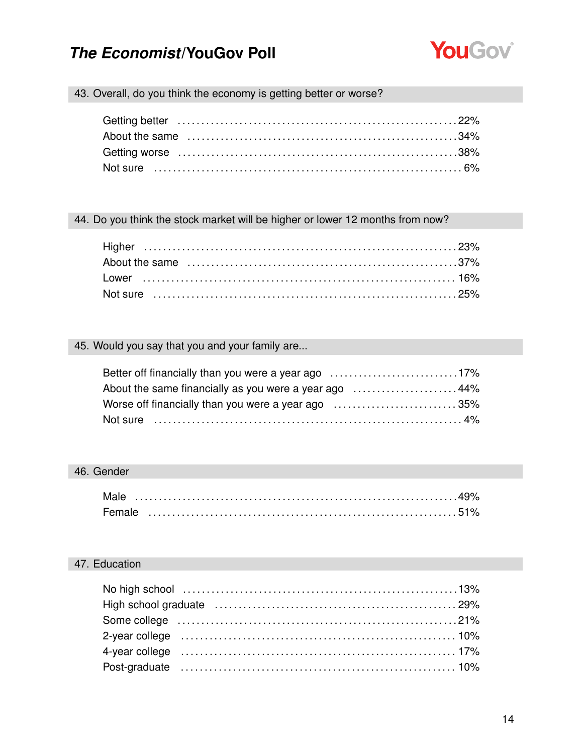### 43. Overall, do you think the economy is getting better or worse?

| | |
|---|---|
| Getting better | 22% |
| About the same | 34% |
| Getting worse | 38% |
| Not sure | 6% |

### 44. Do you think the stock market will be higher or lower 12 months from now?

| | |
|---|---|
| Higher | 23% |
| About the same | 37% |
| Lower | 16% |
| Not sure | 25% |

### 45. Would you say that you and your family are...

| | |
|---|---|
| Better off financially than you were a year ago | 17% |
| About the same financially as you were a year ago | 44% |
| Worse off financially than you were a year ago | 35% |
| Not sure | 4% |

### 46. Gender

| | |
|---|---|
| Male | 49% |
| Female | 51% |

### 47. Education

| | |
|---|---|
| No high school | 13% |
| High school graduate | 29% |
| Some college | 21% |
| 2-year college | 10% |
| 4-year college | 17% |
| Post-graduate | 10% |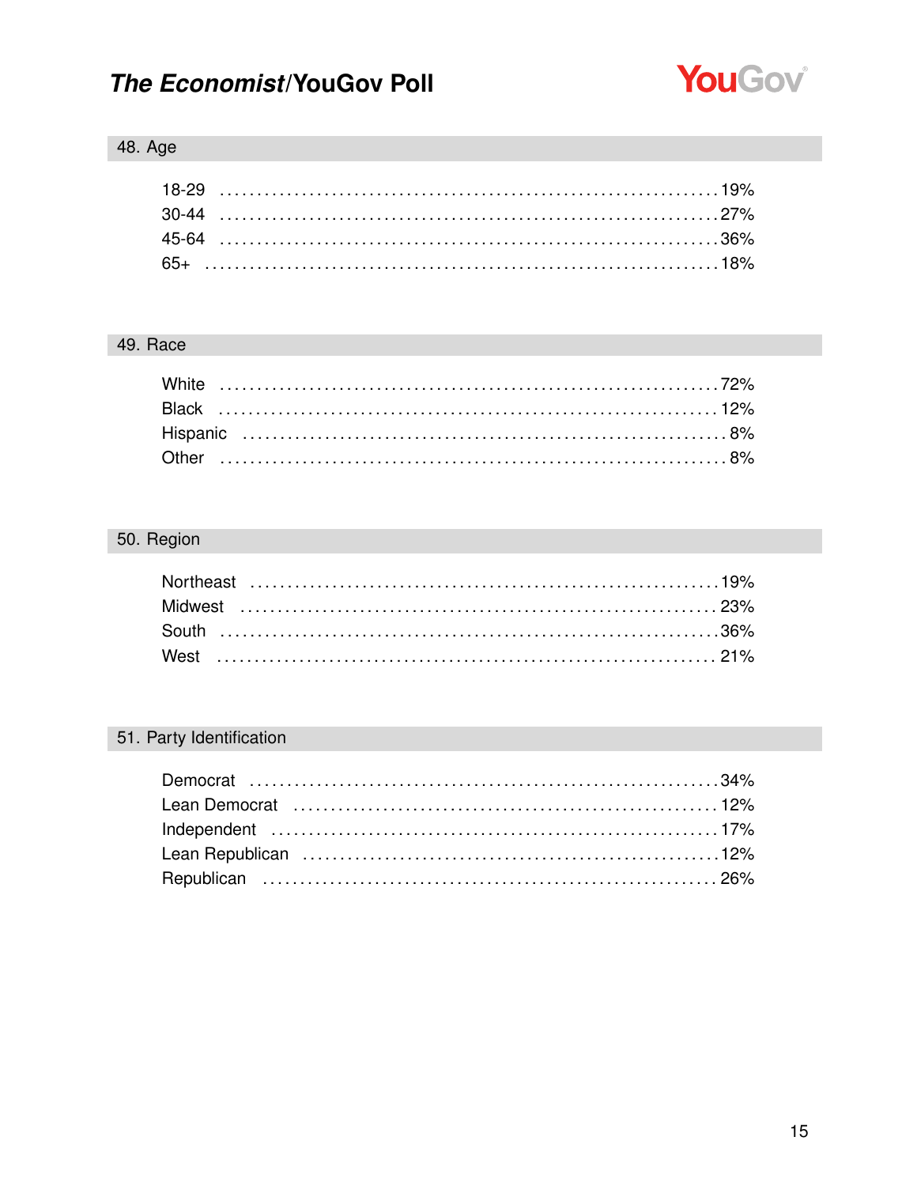### 48. Age

| | |
|---|---|
| 18-29 | 19% |
| 30-44 | 27% |
| 45-64 | 36% |
| 65+ | 18% |

### 49. Race

| | |
|---|---|
| White | 72% |
| Black | 12% |
| Hispanic | 8% |
| Other | 8% |

### 50. Region

| | |
|---|---|
| Northeast | 19% |
| Midwest | 23% |
| South | 36% |
| West | 21% |

### 51. Party Identification

| | |
|---|---|
| Democrat | 34% |
| Lean Democrat | 12% |
| Independent | 17% |
| Lean Republican | 12% |
| Republican | 26% |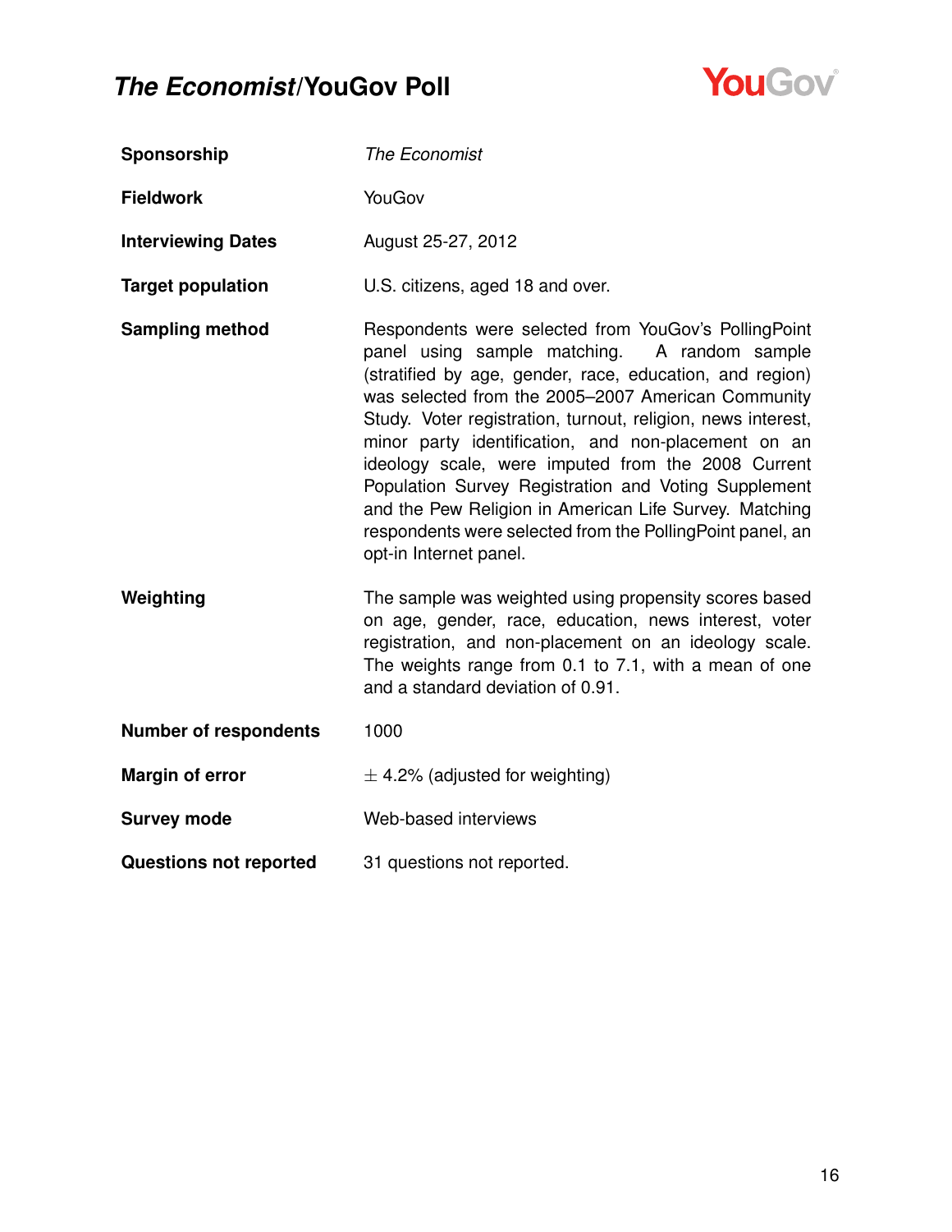# *The Economist*/YouGov Poll

YouGov

| | |
|---|---|
| **Sponsorship** | *The Economist* |
| **Fieldwork** | YouGov |
| **Interviewing Dates** | August 25-27, 2012 |
| **Target population** | U.S. citizens, aged 18 and over. |
| **Sampling method** | Respondents were selected from YouGov's PollingPoint panel using sample matching. A random sample (stratified by age, gender, race, education, and region) was selected from the 2005–2007 American Community Study. Voter registration, turnout, religion, news interest, minor party identification, and non-placement on an ideology scale, were imputed from the 2008 Current Population Survey Registration and Voting Supplement and the Pew Religion in American Life Survey. Matching respondents were selected from the PollingPoint panel, an opt-in Internet panel. |
| **Weighting** | The sample was weighted using propensity scores based on age, gender, race, education, news interest, voter registration, and non-placement on an ideology scale. The weights range from 0.1 to 7.1, with a mean of one and a standard deviation of 0.91. |
| **Number of respondents** | 1000 |
| **Margin of error** | $\pm$ 4.2% (adjusted for weighting) |
| **Survey mode** | Web-based interviews |
| **Questions not reported** | 31 questions not reported. |